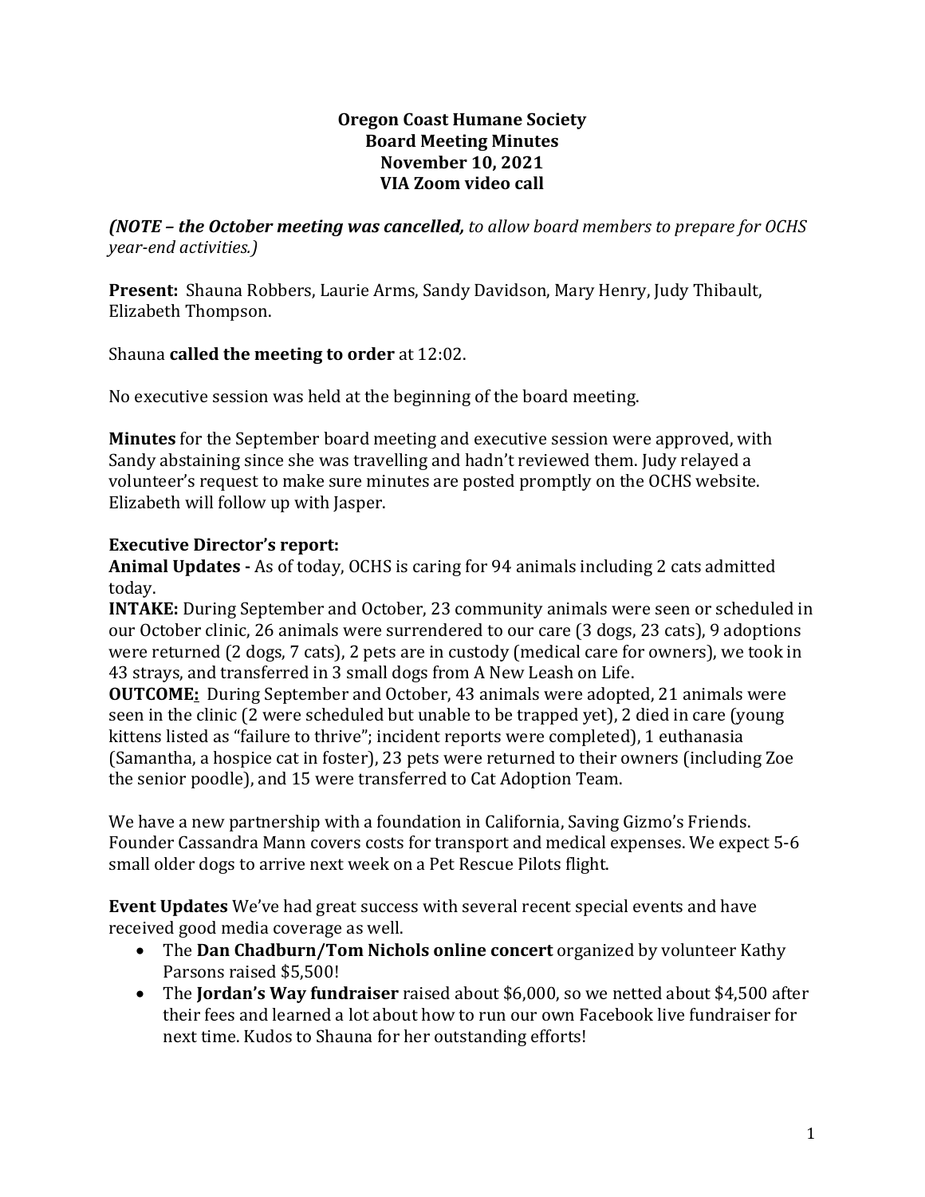**Oregon Coast Humane Society**
**Board Meeting Minutes**
**November 10, 2021**
**VIA Zoom video call**

***(NOTE – the October meeting was cancelled,** to allow board members to prepare for OCHS year-end activities.)*

**Present:** Shauna Robbers, Laurie Arms, Sandy Davidson, Mary Henry, Judy Thibault, Elizabeth Thompson.

Shauna **called the meeting to order** at 12:02.

No executive session was held at the beginning of the board meeting.

**Minutes** for the September board meeting and executive session were approved, with Sandy abstaining since she was travelling and hadn't reviewed them. Judy relayed a volunteer's request to make sure minutes are posted promptly on the OCHS website. Elizabeth will follow up with Jasper.

**Executive Director's report:**

**Animal Updates -** As of today, OCHS is caring for 94 animals including 2 cats admitted today.

**INTAKE:** During September and October, 23 community animals were seen or scheduled in our October clinic, 26 animals were surrendered to our care (3 dogs, 23 cats), 9 adoptions were returned (2 dogs, 7 cats), 2 pets are in custody (medical care for owners), we took in 43 strays, and transferred in 3 small dogs from A New Leash on Life.

**OUTCOME:** During September and October, 43 animals were adopted, 21 animals were seen in the clinic (2 were scheduled but unable to be trapped yet), 2 died in care (young kittens listed as "failure to thrive"; incident reports were completed), 1 euthanasia (Samantha, a hospice cat in foster), 23 pets were returned to their owners (including Zoe the senior poodle), and 15 were transferred to Cat Adoption Team.

We have a new partnership with a foundation in California, Saving Gizmo's Friends. Founder Cassandra Mann covers costs for transport and medical expenses. We expect 5-6 small older dogs to arrive next week on a Pet Rescue Pilots flight.

**Event Updates** We've had great success with several recent special events and have received good media coverage as well.

- The **Dan Chadburn/Tom Nichols online concert** organized by volunteer Kathy Parsons raised $5,500!
- The **Jordan's Way fundraiser** raised about $6,000, so we netted about $4,500 after their fees and learned a lot about how to run our own Facebook live fundraiser for next time. Kudos to Shauna for her outstanding efforts!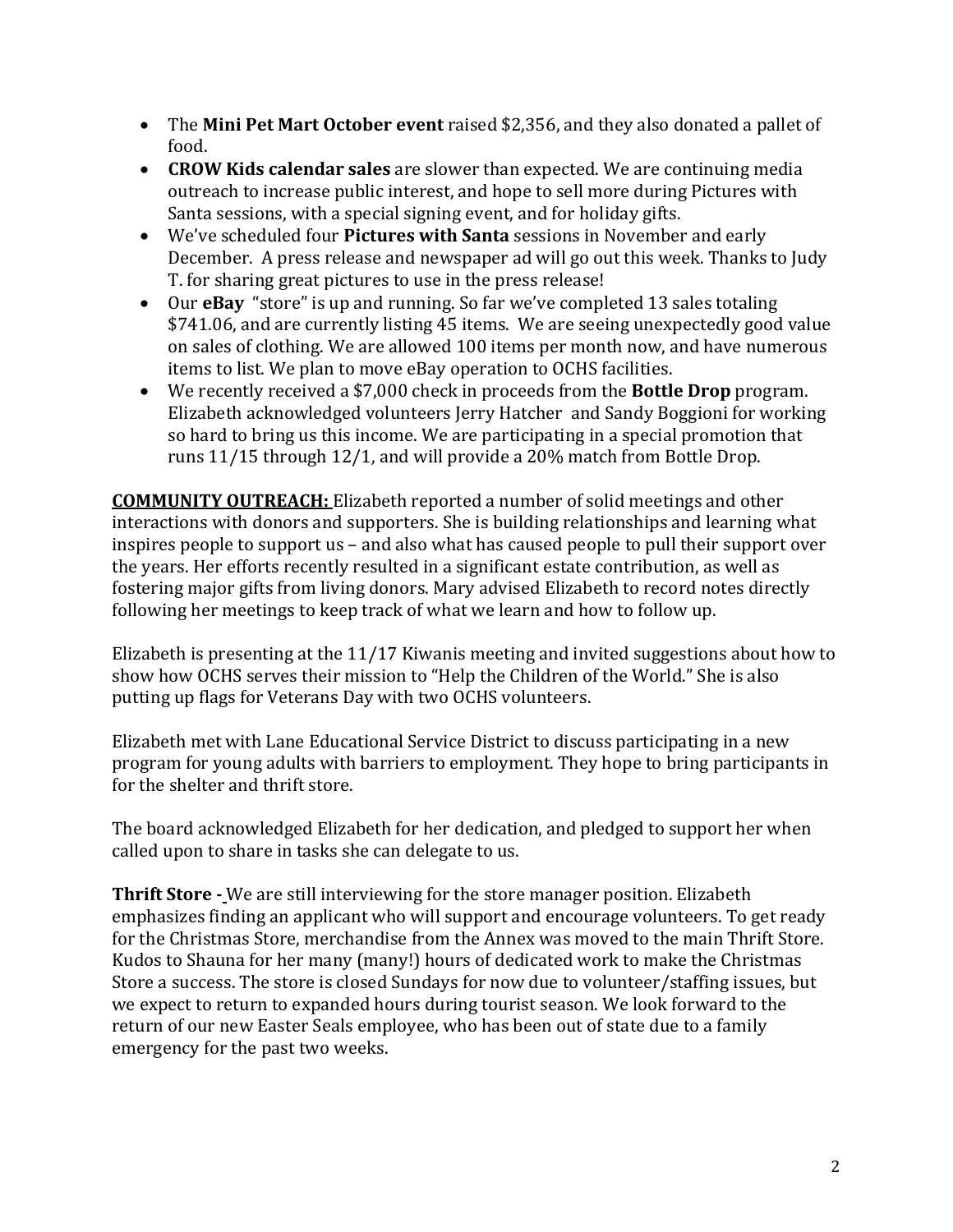- The **Mini Pet Mart October event** raised $2,356, and they also donated a pallet of food.
- **CROW Kids calendar sales** are slower than expected. We are continuing media outreach to increase public interest, and hope to sell more during Pictures with Santa sessions, with a special signing event, and for holiday gifts.
- We've scheduled four **Pictures with Santa** sessions in November and early December. A press release and newspaper ad will go out this week. Thanks to Judy T. for sharing great pictures to use in the press release!
- Our **eBay** "store" is up and running. So far we've completed 13 sales totaling $741.06, and are currently listing 45 items. We are seeing unexpectedly good value on sales of clothing. We are allowed 100 items per month now, and have numerous items to list. We plan to move eBay operation to OCHS facilities.
- We recently received a $7,000 check in proceeds from the **Bottle Drop** program. Elizabeth acknowledged volunteers Jerry Hatcher and Sandy Boggioni for working so hard to bring us this income. We are participating in a special promotion that runs 11/15 through 12/1, and will provide a 20% match from Bottle Drop.

**COMMUNITY OUTREACH:** Elizabeth reported a number of solid meetings and other interactions with donors and supporters. She is building relationships and learning what inspires people to support us – and also what has caused people to pull their support over the years. Her efforts recently resulted in a significant estate contribution, as well as fostering major gifts from living donors. Mary advised Elizabeth to record notes directly following her meetings to keep track of what we learn and how to follow up.

Elizabeth is presenting at the 11/17 Kiwanis meeting and invited suggestions about how to show how OCHS serves their mission to "Help the Children of the World." She is also putting up flags for Veterans Day with two OCHS volunteers.

Elizabeth met with Lane Educational Service District to discuss participating in a new program for young adults with barriers to employment. They hope to bring participants in for the shelter and thrift store.

The board acknowledged Elizabeth for her dedication, and pledged to support her when called upon to share in tasks she can delegate to us.

**Thrift Store -** We are still interviewing for the store manager position. Elizabeth emphasizes finding an applicant who will support and encourage volunteers. To get ready for the Christmas Store, merchandise from the Annex was moved to the main Thrift Store. Kudos to Shauna for her many (many!) hours of dedicated work to make the Christmas Store a success. The store is closed Sundays for now due to volunteer/staffing issues, but we expect to return to expanded hours during tourist season. We look forward to the return of our new Easter Seals employee, who has been out of state due to a family emergency for the past two weeks.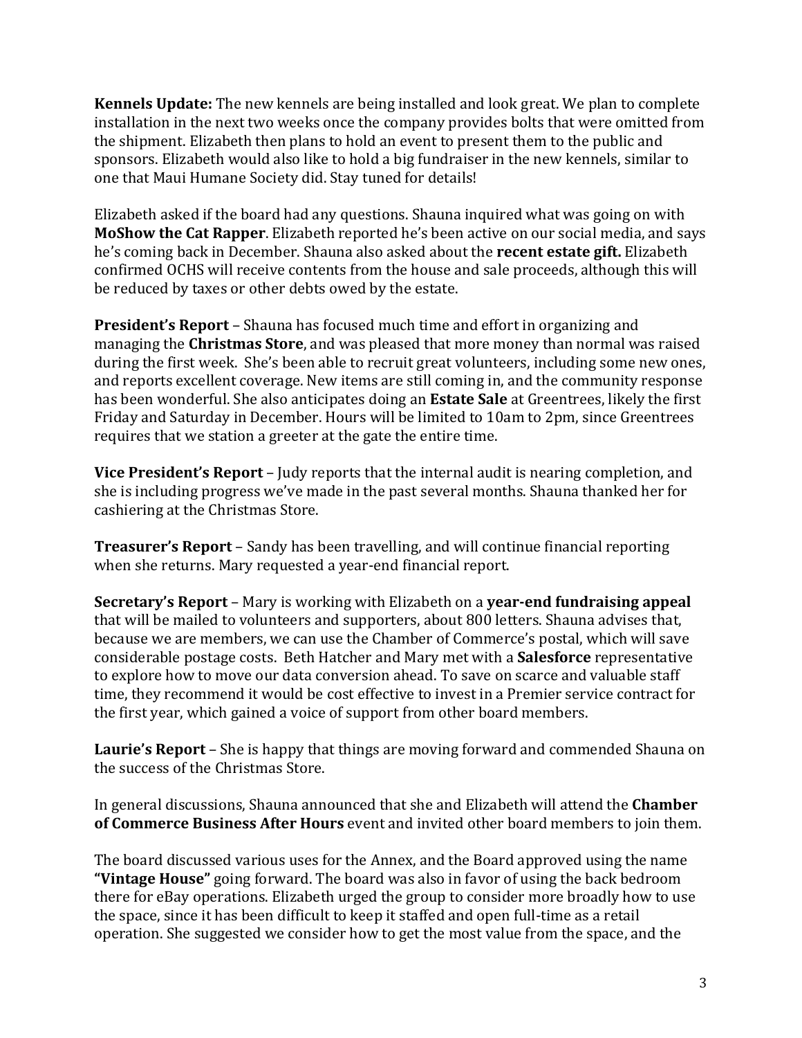**Kennels Update:** The new kennels are being installed and look great. We plan to complete installation in the next two weeks once the company provides bolts that were omitted from the shipment. Elizabeth then plans to hold an event to present them to the public and sponsors. Elizabeth would also like to hold a big fundraiser in the new kennels, similar to one that Maui Humane Society did. Stay tuned for details!

Elizabeth asked if the board had any questions. Shauna inquired what was going on with **MoShow the Cat Rapper**. Elizabeth reported he's been active on our social media, and says he's coming back in December. Shauna also asked about the **recent estate gift.** Elizabeth confirmed OCHS will receive contents from the house and sale proceeds, although this will be reduced by taxes or other debts owed by the estate.

**President's Report** – Shauna has focused much time and effort in organizing and managing the **Christmas Store**, and was pleased that more money than normal was raised during the first week. She's been able to recruit great volunteers, including some new ones, and reports excellent coverage. New items are still coming in, and the community response has been wonderful. She also anticipates doing an **Estate Sale** at Greentrees, likely the first Friday and Saturday in December. Hours will be limited to 10am to 2pm, since Greentrees requires that we station a greeter at the gate the entire time.

**Vice President's Report** – Judy reports that the internal audit is nearing completion, and she is including progress we've made in the past several months. Shauna thanked her for cashiering at the Christmas Store.

**Treasurer's Report** – Sandy has been travelling, and will continue financial reporting when she returns. Mary requested a year-end financial report.

**Secretary's Report** – Mary is working with Elizabeth on a **year-end fundraising appeal** that will be mailed to volunteers and supporters, about 800 letters. Shauna advises that, because we are members, we can use the Chamber of Commerce's postal, which will save considerable postage costs. Beth Hatcher and Mary met with a **Salesforce** representative to explore how to move our data conversion ahead. To save on scarce and valuable staff time, they recommend it would be cost effective to invest in a Premier service contract for the first year, which gained a voice of support from other board members.

**Laurie's Report** – She is happy that things are moving forward and commended Shauna on the success of the Christmas Store.

In general discussions, Shauna announced that she and Elizabeth will attend the **Chamber of Commerce Business After Hours** event and invited other board members to join them.

The board discussed various uses for the Annex, and the Board approved using the name **"Vintage House"** going forward. The board was also in favor of using the back bedroom there for eBay operations. Elizabeth urged the group to consider more broadly how to use the space, since it has been difficult to keep it staffed and open full-time as a retail operation. She suggested we consider how to get the most value from the space, and the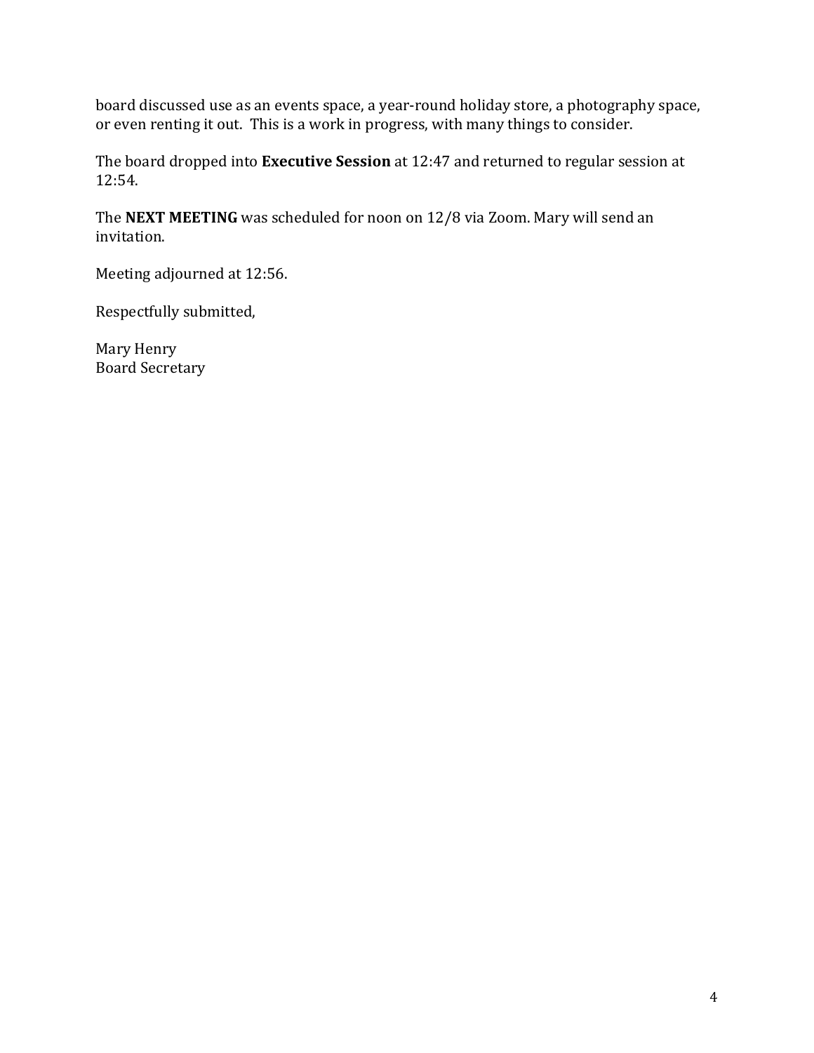board discussed use as an events space, a year-round holiday store, a photography space, or even renting it out.  This is a work in progress, with many things to consider.

The board dropped into **Executive Session** at 12:47 and returned to regular session at 12:54.

The **NEXT MEETING** was scheduled for noon on 12/8 via Zoom. Mary will send an invitation.

Meeting adjourned at 12:56.

Respectfully submitted,

Mary Henry  
Board Secretary